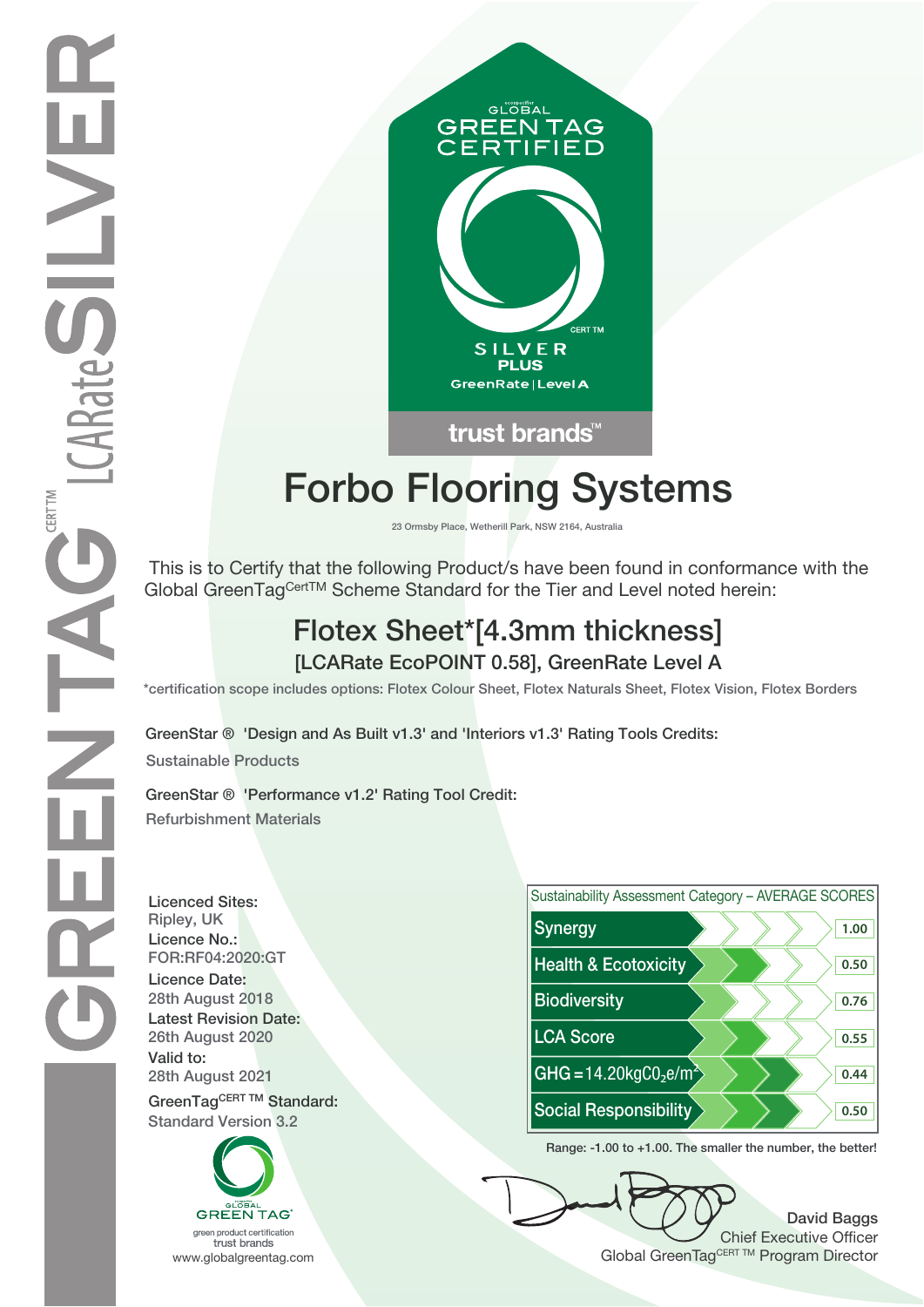GREENTAG CERT TM LCARate SILVER

GLOBAL GREEN TAG CERTIFIED

CERT TM

SILVER PLUS

GreenRate | Level A

trust brands™

# Forbo Flooring Systems

23 Ormsby Place, Wetherill Park, NSW 2164, Australia

This is to Certify that the following Product/s have been found in conformance with the Global GreenTag[CertTM] Scheme Standard for the Tier and Level noted herein:

## Flotex Sheet*[4.3mm thickness]

### [LCARate EcoPOINT 0.58], GreenRate Level A

*certification scope includes options: Flotex Colour Sheet, Flotex Naturals Sheet, Flotex Vision, Flotex Borders

**GreenStar ® 'Design and As Built v1.3' and 'Interiors v1.3' Rating Tools Credits:**

Sustainable Products

**GreenStar ® 'Performance v1.2' Rating Tool Credit:**

Refurbishment Materials

**Licenced Sites:**
Ripley, UK

**Licence No.:**
FOR:RF04:2020:GT

**Licence Date:**
28th August 2018

**Latest Revision Date:**
26th August 2020

**Valid to:**
28th August 2021

**GreenTag[CERT TM] Standard:**
Standard Version 3.2

| Sustainability Assessment Category – AVERAGE SCORES | |
|---|---|
| Synergy | 1.00 |
| Health & Ecotoxicity | 0.50 |
| Biodiversity | 0.76 |
| LCA Score | 0.55 |
| GHG = 14.20kg$CO_2$e/$m^2$ | 0.44 |
| Social Responsibility | 0.50 |

Range: -1.00 to +1.00. The smaller the number, the better!

GLOBAL GREEN TAG
green product certification
trust brands
www.globalgreentag.com

**David Baggs**
Chief Executive Officer
Global GreenTag[CERT TM] Program Director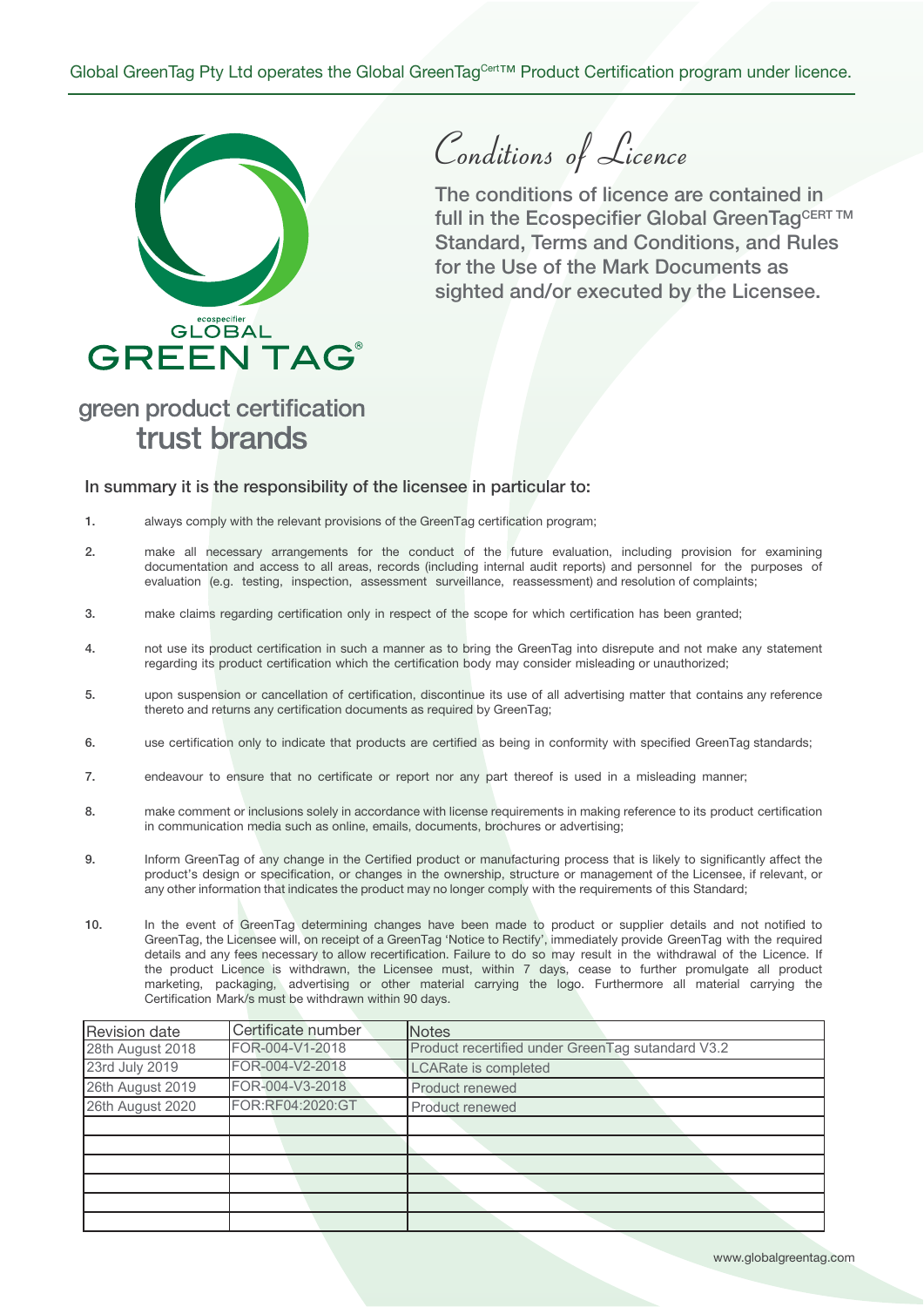Global GreenTag Pty Ltd operates the Global GreenTag[Cert]™ Product Certification program under licence.

ecospecifier
GLOBAL
GREEN TAG®

green product certification
trust brands

# Conditions of Licence

**The conditions of licence are contained in full in the Ecospecifier Global GreenTag[CERT TM] Standard, Terms and Conditions, and Rules for the Use of the Mark Documents as sighted and/or executed by the Licensee.**

## In summary it is the responsibility of the licensee in particular to:

1. always comply with the relevant provisions of the GreenTag certification program;
2. make all necessary arrangements for the conduct of the future evaluation, including provision for examining documentation and access to all areas, records (including internal audit reports) and personnel for the purposes of evaluation (e.g. testing, inspection, assessment surveillance, reassessment) and resolution of complaints;
3. make claims regarding certification only in respect of the scope for which certification has been granted;
4. not use its product certification in such a manner as to bring the GreenTag into disrepute and not make any statement regarding its product certification which the certification body may consider misleading or unauthorized;
5. upon suspension or cancellation of certification, discontinue its use of all advertising matter that contains any reference thereto and returns any certification documents as required by GreenTag;
6. use certification only to indicate that products are certified as being in conformity with specified GreenTag standards;
7. endeavour to ensure that no certificate or report nor any part thereof is used in a misleading manner;
8. make comment or inclusions solely in accordance with license requirements in making reference to its product certification in communication media such as online, emails, documents, brochures or advertising;
9. Inform GreenTag of any change in the Certified product or manufacturing process that is likely to significantly affect the product's design or specification, or changes in the ownership, structure or management of the Licensee, if relevant, or any other information that indicates the product may no longer comply with the requirements of this Standard;
10. In the event of GreenTag determining changes have been made to product or supplier details and not notified to GreenTag, the Licensee will, on receipt of a GreenTag 'Notice to Rectify', immediately provide GreenTag with the required details and any fees necessary to allow recertification. Failure to do so may result in the withdrawal of the Licence. If the product Licence is withdrawn, the Licensee must, within 7 days, cease to further promulgate all product marketing, packaging, advertising or other material carrying the logo. Furthermore all material carrying the Certification Mark/s must be withdrawn within 90 days.

| Revision date | Certificate number | Notes |
|---|---|---|
| 28th August 2018 | FOR-004-V1-2018 | Product recertified under GreenTag sutandard V3.2 |
| 23rd July 2019 | FOR-004-V2-2018 | LCARate is completed |
| 26th August 2019 | FOR-004-V3-2018 | Product renewed |
| 26th August 2020 | FOR:RF04:2020:GT | Product renewed |
| | | |
| | | |
| | | |
| | | |
| | | |
| | | |

www.globalgreentag.com